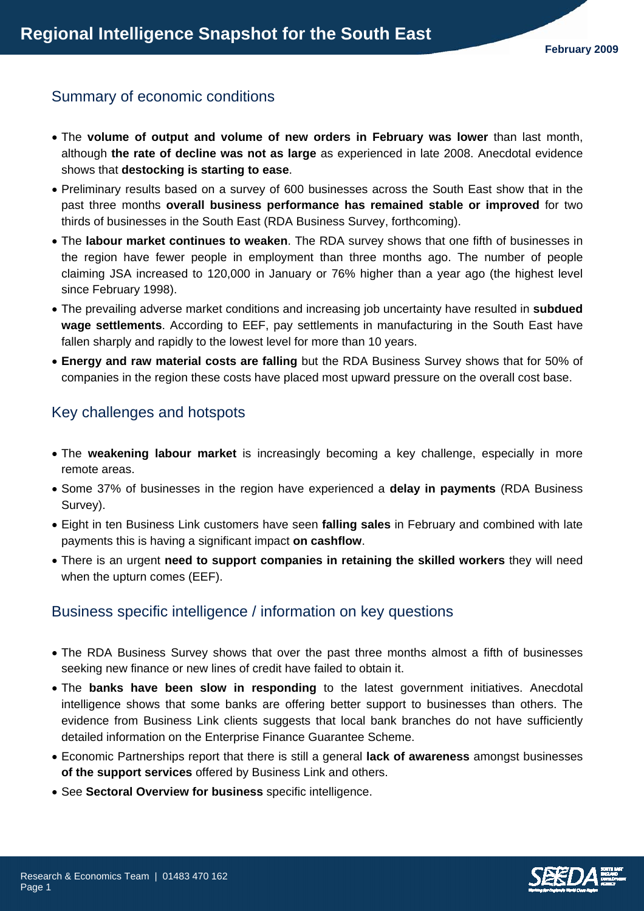# Regional Intelligence Snapshot for the South East

February 2009

## Summary of economic conditions

- The **volume of output and volume of new orders in February was lower** than last month, although **the rate of decline was not as large** as experienced in late 2008. Anecdotal evidence shows that **destocking is starting to ease**.
- Preliminary results based on a survey of 600 businesses across the South East show that in the past three months **overall business performance has remained stable or improved** for two thirds of businesses in the South East (RDA Business Survey, forthcoming).
- The **labour market continues to weaken**. The RDA survey shows that one fifth of businesses in the region have fewer people in employment than three months ago. The number of people claiming JSA increased to 120,000 in January or 76% higher than a year ago (the highest level since February 1998).
- The prevailing adverse market conditions and increasing job uncertainty have resulted in **subdued wage settlements**. According to EEF, pay settlements in manufacturing in the South East have fallen sharply and rapidly to the lowest level for more than 10 years.
- **Energy and raw material costs are falling** but the RDA Business Survey shows that for 50% of companies in the region these costs have placed most upward pressure on the overall cost base.

## Key challenges and hotspots

- The **weakening labour market** is increasingly becoming a key challenge, especially in more remote areas.
- Some 37% of businesses in the region have experienced a **delay in payments** (RDA Business Survey).
- Eight in ten Business Link customers have seen **falling sales** in February and combined with late payments this is having a significant impact **on cashflow**.
- There is an urgent **need to support companies in retaining the skilled workers** they will need when the upturn comes (EEF).

## Business specific intelligence / information on key questions

- The RDA Business Survey shows that over the past three months almost a fifth of businesses seeking new finance or new lines of credit have failed to obtain it.
- The **banks have been slow in responding** to the latest government initiatives. Anecdotal intelligence shows that some banks are offering better support to businesses than others. The evidence from Business Link clients suggests that local bank branches do not have sufficiently detailed information on the Enterprise Finance Guarantee Scheme.
- Economic Partnerships report that there is still a general **lack of awareness** amongst businesses **of the support services** offered by Business Link and others.
- See **Sectoral Overview for business** specific intelligence.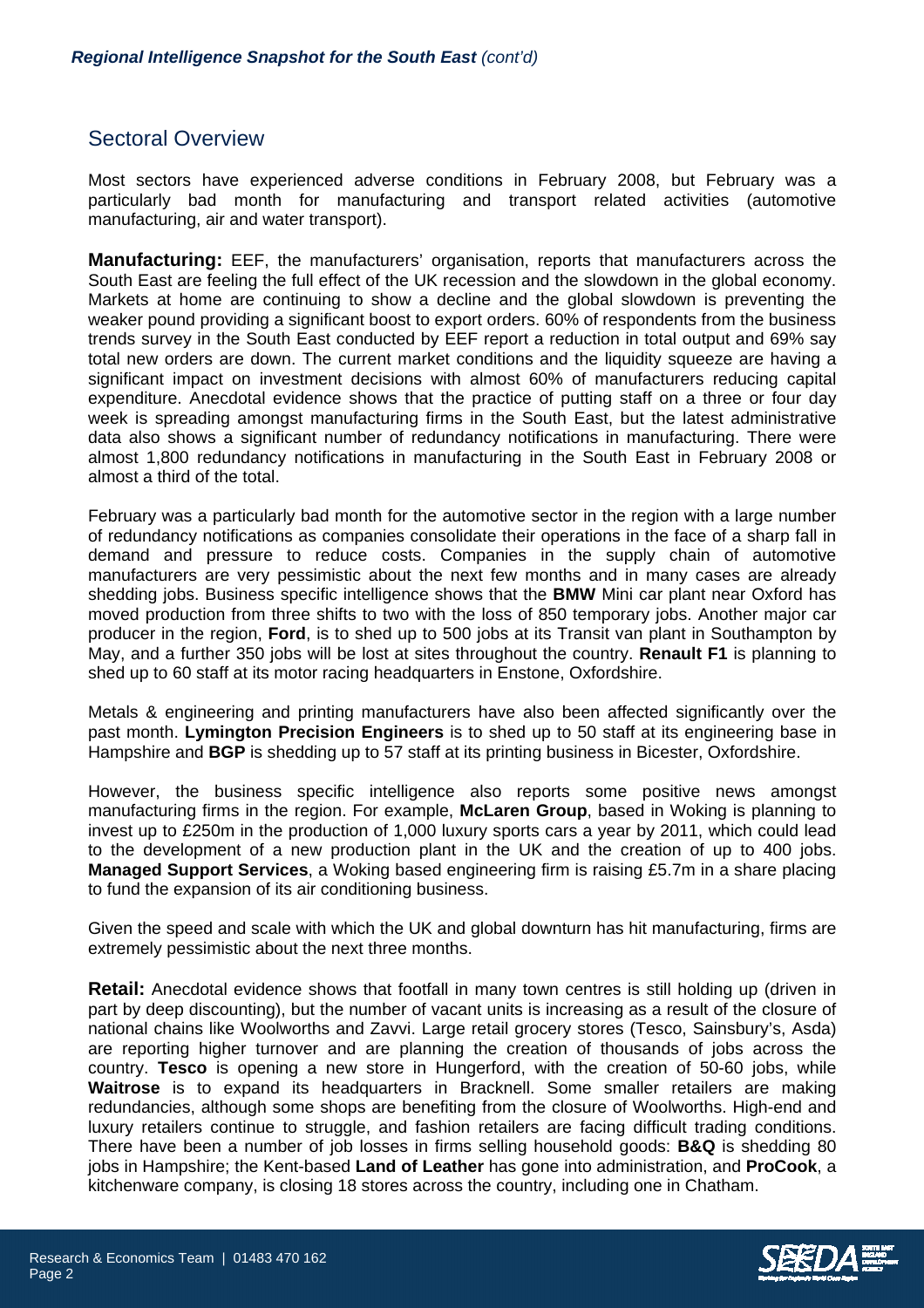## Sectoral Overview

Most sectors have experienced adverse conditions in February 2008, but February was a particularly bad month for manufacturing and transport related activities (automotive manufacturing, air and water transport).

**Manufacturing:** EEF, the manufacturers' organisation, reports that manufacturers across the South East are feeling the full effect of the UK recession and the slowdown in the global economy. Markets at home are continuing to show a decline and the global slowdown is preventing the weaker pound providing a significant boost to export orders. 60% of respondents from the business trends survey in the South East conducted by EEF report a reduction in total output and 69% say total new orders are down. The current market conditions and the liquidity squeeze are having a significant impact on investment decisions with almost 60% of manufacturers reducing capital expenditure. Anecdotal evidence shows that the practice of putting staff on a three or four day week is spreading amongst manufacturing firms in the South East, but the latest administrative data also shows a significant number of redundancy notifications in manufacturing. There were almost 1,800 redundancy notifications in manufacturing in the South East in February 2008 or almost a third of the total.

February was a particularly bad month for the automotive sector in the region with a large number of redundancy notifications as companies consolidate their operations in the face of a sharp fall in demand and pressure to reduce costs. Companies in the supply chain of automotive manufacturers are very pessimistic about the next few months and in many cases are already shedding jobs. Business specific intelligence shows that the **BMW** Mini car plant near Oxford has moved production from three shifts to two with the loss of 850 temporary jobs. Another major car producer in the region, **Ford**, is to shed up to 500 jobs at its Transit van plant in Southampton by May, and a further 350 jobs will be lost at sites throughout the country. **Renault F1** is planning to shed up to 60 staff at its motor racing headquarters in Enstone, Oxfordshire.

Metals & engineering and printing manufacturers have also been affected significantly over the past month. **Lymington Precision Engineers** is to shed up to 50 staff at its engineering base in Hampshire and **BGP** is shedding up to 57 staff at its printing business in Bicester, Oxfordshire.

However, the business specific intelligence also reports some positive news amongst manufacturing firms in the region. For example, **McLaren Group**, based in Woking is planning to invest up to £250m in the production of 1,000 luxury sports cars a year by 2011, which could lead to the development of a new production plant in the UK and the creation of up to 400 jobs. **Managed Support Services**, a Woking based engineering firm is raising £5.7m in a share placing to fund the expansion of its air conditioning business.

Given the speed and scale with which the UK and global downturn has hit manufacturing, firms are extremely pessimistic about the next three months.

**Retail:** Anecdotal evidence shows that footfall in many town centres is still holding up (driven in part by deep discounting), but the number of vacant units is increasing as a result of the closure of national chains like Woolworths and Zavvi. Large retail grocery stores (Tesco, Sainsbury's, Asda) are reporting higher turnover and are planning the creation of thousands of jobs across the country. **Tesco** is opening a new store in Hungerford, with the creation of 50-60 jobs, while **Waitrose** is to expand its headquarters in Bracknell. Some smaller retailers are making redundancies, although some shops are benefiting from the closure of Woolworths. High-end and luxury retailers continue to struggle, and fashion retailers are facing difficult trading conditions. There have been a number of job losses in firms selling household goods: **B&Q** is shedding 80 jobs in Hampshire; the Kent-based **Land of Leather** has gone into administration, and **ProCook**, a kitchenware company, is closing 18 stores across the country, including one in Chatham.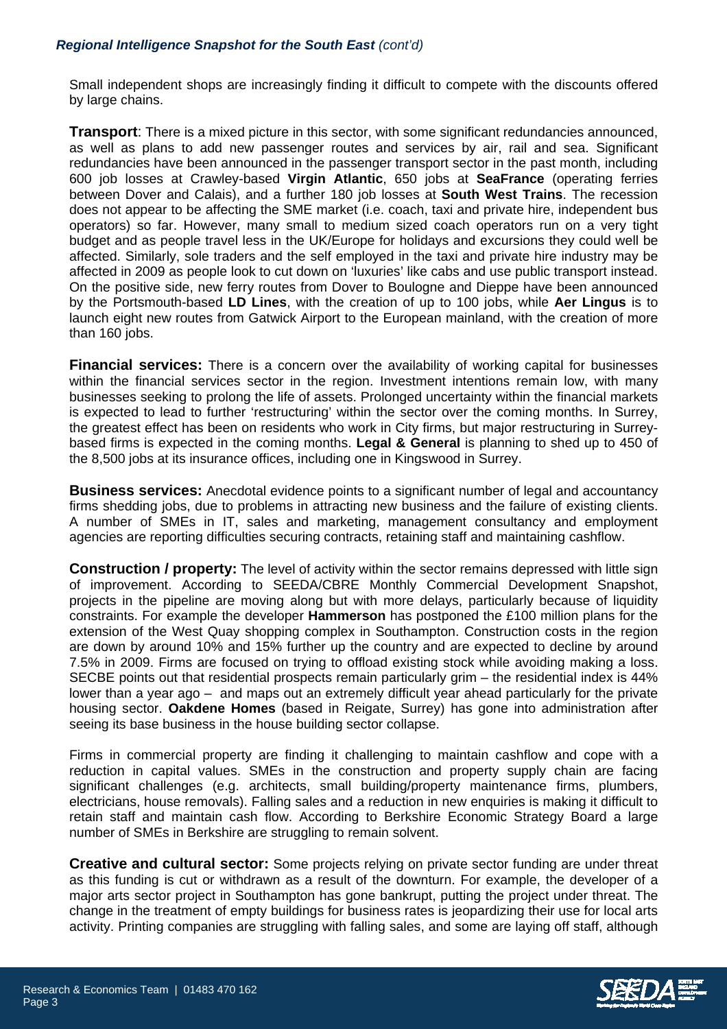Small independent shops are increasingly finding it difficult to compete with the discounts offered by large chains.

**Transport**: There is a mixed picture in this sector, with some significant redundancies announced, as well as plans to add new passenger routes and services by air, rail and sea. Significant redundancies have been announced in the passenger transport sector in the past month, including 600 job losses at Crawley-based **Virgin Atlantic**, 650 jobs at **SeaFrance** (operating ferries between Dover and Calais), and a further 180 job losses at **South West Trains**. The recession does not appear to be affecting the SME market (i.e. coach, taxi and private hire, independent bus operators) so far. However, many small to medium sized coach operators run on a very tight budget and as people travel less in the UK/Europe for holidays and excursions they could well be affected. Similarly, sole traders and the self employed in the taxi and private hire industry may be affected in 2009 as people look to cut down on 'luxuries' like cabs and use public transport instead. On the positive side, new ferry routes from Dover to Boulogne and Dieppe have been announced by the Portsmouth-based **LD Lines**, with the creation of up to 100 jobs, while **Aer Lingus** is to launch eight new routes from Gatwick Airport to the European mainland, with the creation of more than 160 jobs.

**Financial services:** There is a concern over the availability of working capital for businesses within the financial services sector in the region. Investment intentions remain low, with many businesses seeking to prolong the life of assets. Prolonged uncertainty within the financial markets is expected to lead to further 'restructuring' within the sector over the coming months. In Surrey, the greatest effect has been on residents who work in City firms, but major restructuring in Surrey-based firms is expected in the coming months. **Legal & General** is planning to shed up to 450 of the 8,500 jobs at its insurance offices, including one in Kingswood in Surrey.

**Business services:** Anecdotal evidence points to a significant number of legal and accountancy firms shedding jobs, due to problems in attracting new business and the failure of existing clients. A number of SMEs in IT, sales and marketing, management consultancy and employment agencies are reporting difficulties securing contracts, retaining staff and maintaining cashflow.

**Construction / property:** The level of activity within the sector remains depressed with little sign of improvement. According to SEEDA/CBRE Monthly Commercial Development Snapshot, projects in the pipeline are moving along but with more delays, particularly because of liquidity constraints. For example the developer **Hammerson** has postponed the £100 million plans for the extension of the West Quay shopping complex in Southampton. Construction costs in the region are down by around 10% and 15% further up the country and are expected to decline by around 7.5% in 2009. Firms are focused on trying to offload existing stock while avoiding making a loss. SECBE points out that residential prospects remain particularly grim – the residential index is 44% lower than a year ago – and maps out an extremely difficult year ahead particularly for the private housing sector. **Oakdene Homes** (based in Reigate, Surrey) has gone into administration after seeing its base business in the house building sector collapse.

Firms in commercial property are finding it challenging to maintain cashflow and cope with a reduction in capital values. SMEs in the construction and property supply chain are facing significant challenges (e.g. architects, small building/property maintenance firms, plumbers, electricians, house removals). Falling sales and a reduction in new enquiries is making it difficult to retain staff and maintain cash flow. According to Berkshire Economic Strategy Board a large number of SMEs in Berkshire are struggling to remain solvent.

**Creative and cultural sector:** Some projects relying on private sector funding are under threat as this funding is cut or withdrawn as a result of the downturn. For example, the developer of a major arts sector project in Southampton has gone bankrupt, putting the project under threat. The change in the treatment of empty buildings for business rates is jeopardizing their use for local arts activity. Printing companies are struggling with falling sales, and some are laying off staff, although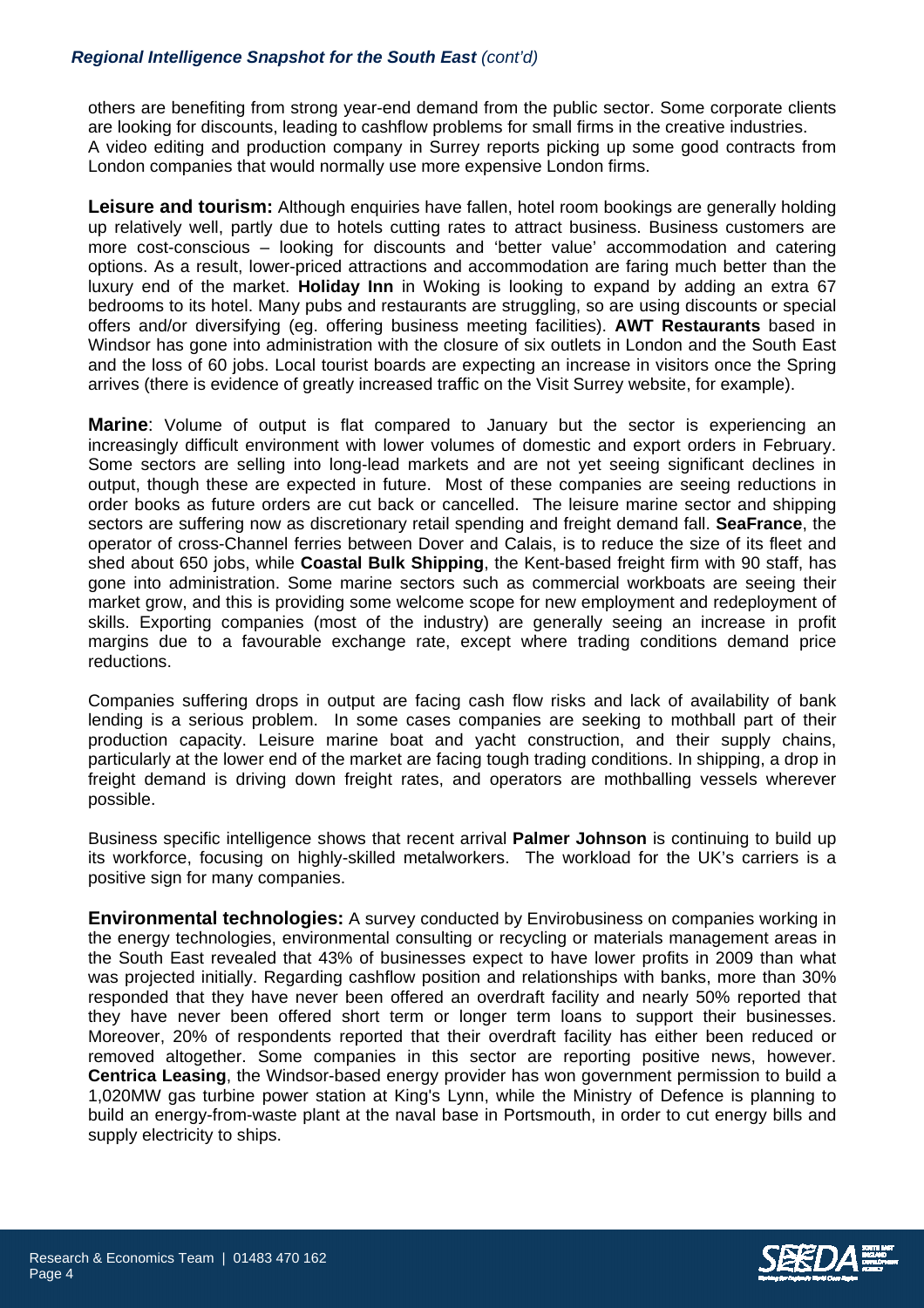others are benefiting from strong year-end demand from the public sector. Some corporate clients are looking for discounts, leading to cashflow problems for small firms in the creative industries. A video editing and production company in Surrey reports picking up some good contracts from London companies that would normally use more expensive London firms.

**Leisure and tourism:** Although enquiries have fallen, hotel room bookings are generally holding up relatively well, partly due to hotels cutting rates to attract business. Business customers are more cost-conscious – looking for discounts and 'better value' accommodation and catering options. As a result, lower-priced attractions and accommodation are faring much better than the luxury end of the market. **Holiday Inn** in Woking is looking to expand by adding an extra 67 bedrooms to its hotel. Many pubs and restaurants are struggling, so are using discounts or special offers and/or diversifying (eg. offering business meeting facilities). **AWT Restaurants** based in Windsor has gone into administration with the closure of six outlets in London and the South East and the loss of 60 jobs. Local tourist boards are expecting an increase in visitors once the Spring arrives (there is evidence of greatly increased traffic on the Visit Surrey website, for example).

**Marine**: Volume of output is flat compared to January but the sector is experiencing an increasingly difficult environment with lower volumes of domestic and export orders in February. Some sectors are selling into long-lead markets and are not yet seeing significant declines in output, though these are expected in future. Most of these companies are seeing reductions in order books as future orders are cut back or cancelled. The leisure marine sector and shipping sectors are suffering now as discretionary retail spending and freight demand fall. **SeaFrance**, the operator of cross-Channel ferries between Dover and Calais, is to reduce the size of its fleet and shed about 650 jobs, while **Coastal Bulk Shipping**, the Kent-based freight firm with 90 staff, has gone into administration. Some marine sectors such as commercial workboats are seeing their market grow, and this is providing some welcome scope for new employment and redeployment of skills. Exporting companies (most of the industry) are generally seeing an increase in profit margins due to a favourable exchange rate, except where trading conditions demand price reductions.

Companies suffering drops in output are facing cash flow risks and lack of availability of bank lending is a serious problem. In some cases companies are seeking to mothball part of their production capacity. Leisure marine boat and yacht construction, and their supply chains, particularly at the lower end of the market are facing tough trading conditions. In shipping, a drop in freight demand is driving down freight rates, and operators are mothballing vessels wherever possible.

Business specific intelligence shows that recent arrival **Palmer Johnson** is continuing to build up its workforce, focusing on highly-skilled metalworkers. The workload for the UK's carriers is a positive sign for many companies.

**Environmental technologies:** A survey conducted by Envirobusiness on companies working in the energy technologies, environmental consulting or recycling or materials management areas in the South East revealed that 43% of businesses expect to have lower profits in 2009 than what was projected initially. Regarding cashflow position and relationships with banks, more than 30% responded that they have never been offered an overdraft facility and nearly 50% reported that they have never been offered short term or longer term loans to support their businesses. Moreover, 20% of respondents reported that their overdraft facility has either been reduced or removed altogether. Some companies in this sector are reporting positive news, however. **Centrica Leasing**, the Windsor-based energy provider has won government permission to build a 1,020MW gas turbine power station at King's Lynn, while the Ministry of Defence is planning to build an energy-from-waste plant at the naval base in Portsmouth, in order to cut energy bills and supply electricity to ships.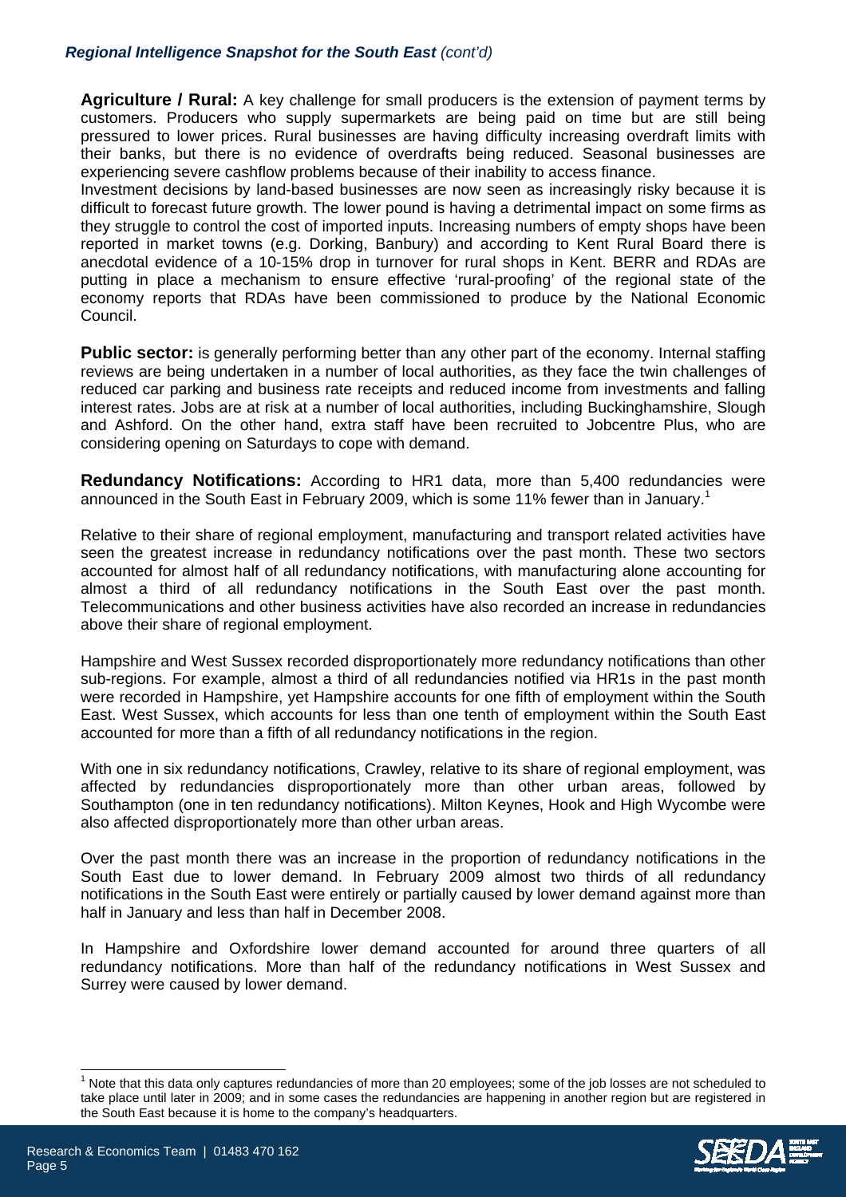**Agriculture / Rural:** A key challenge for small producers is the extension of payment terms by customers. Producers who supply supermarkets are being paid on time but are still being pressured to lower prices. Rural businesses are having difficulty increasing overdraft limits with their banks, but there is no evidence of overdrafts being reduced. Seasonal businesses are experiencing severe cashflow problems because of their inability to access finance.
Investment decisions by land-based businesses are now seen as increasingly risky because it is difficult to forecast future growth. The lower pound is having a detrimental impact on some firms as they struggle to control the cost of imported inputs. Increasing numbers of empty shops have been reported in market towns (e.g. Dorking, Banbury) and according to Kent Rural Board there is anecdotal evidence of a 10-15% drop in turnover for rural shops in Kent. BERR and RDAs are putting in place a mechanism to ensure effective 'rural-proofing' of the regional state of the economy reports that RDAs have been commissioned to produce by the National Economic Council.

**Public sector:** is generally performing better than any other part of the economy. Internal staffing reviews are being undertaken in a number of local authorities, as they face the twin challenges of reduced car parking and business rate receipts and reduced income from investments and falling interest rates. Jobs are at risk at a number of local authorities, including Buckinghamshire, Slough and Ashford. On the other hand, extra staff have been recruited to Jobcentre Plus, who are considering opening on Saturdays to cope with demand.

**Redundancy Notifications:** According to HR1 data, more than 5,400 redundancies were announced in the South East in February 2009, which is some 11% fewer than in January.[1]

Relative to their share of regional employment, manufacturing and transport related activities have seen the greatest increase in redundancy notifications over the past month. These two sectors accounted for almost half of all redundancy notifications, with manufacturing alone accounting for almost a third of all redundancy notifications in the South East over the past month. Telecommunications and other business activities have also recorded an increase in redundancies above their share of regional employment.

Hampshire and West Sussex recorded disproportionately more redundancy notifications than other sub-regions. For example, almost a third of all redundancies notified via HR1s in the past month were recorded in Hampshire, yet Hampshire accounts for one fifth of employment within the South East. West Sussex, which accounts for less than one tenth of employment within the South East accounted for more than a fifth of all redundancy notifications in the region.

With one in six redundancy notifications, Crawley, relative to its share of regional employment, was affected by redundancies disproportionately more than other urban areas, followed by Southampton (one in ten redundancy notifications). Milton Keynes, Hook and High Wycombe were also affected disproportionately more than other urban areas.

Over the past month there was an increase in the proportion of redundancy notifications in the South East due to lower demand. In February 2009 almost two thirds of all redundancy notifications in the South East were entirely or partially caused by lower demand against more than half in January and less than half in December 2008.

In Hampshire and Oxfordshire lower demand accounted for around three quarters of all redundancy notifications. More than half of the redundancy notifications in West Sussex and Surrey were caused by lower demand.

[1] Note that this data only captures redundancies of more than 20 employees; some of the job losses are not scheduled to take place until later in 2009; and in some cases the redundancies are happening in another region but are registered in the South East because it is home to the company's headquarters.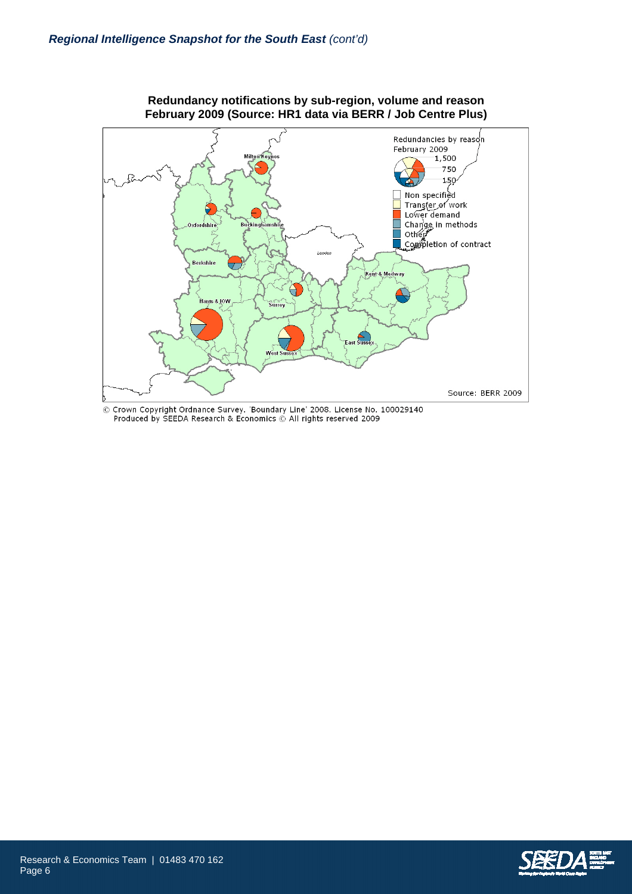*Regional Intelligence Snapshot for the South East (cont'd)*

**Redundancy notifications by sub-region, volume and reason February 2009 (Source: HR1 data via BERR / Job Centre Plus)**

Redundancies by reason
February 2009
1,500
750
150
Non specified
Transfer of work
Lower demand
Change in methods
Other
Completion of contract

Milton Keynes
Oxfordshire
Buckinghamshire
Berkshire
London
Kent & Medway
Hants & IOW
Surrey
West Sussex
East Sussex

Source: BERR 2009

© Crown Copyright Ordnance Survey. 'Boundary Line' 2008. License No. 100029140
Produced by SEEDA Research & Economics © All rights reserved 2009

Research & Economics Team | 01483 470 162